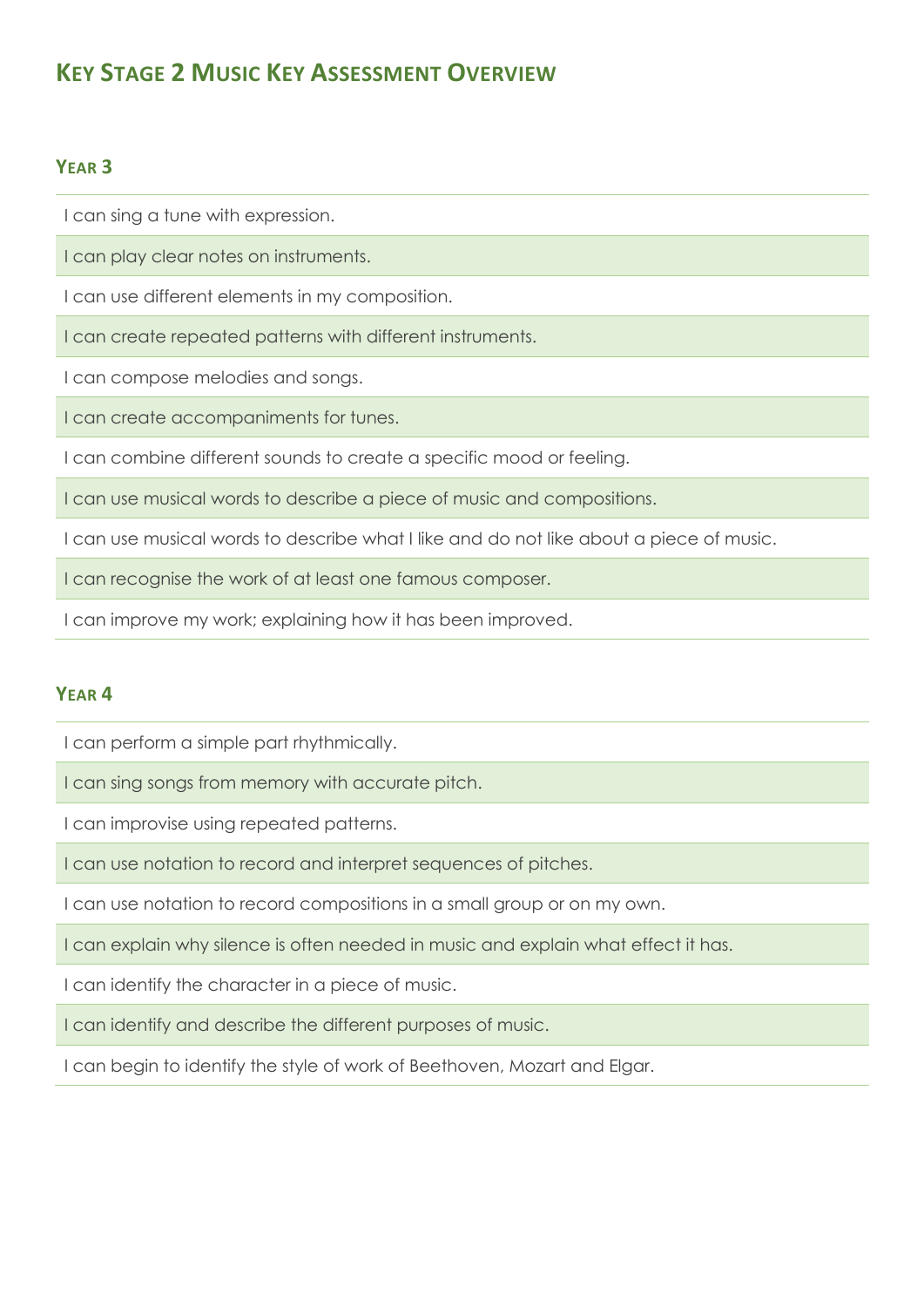# Key Stage 2 Music Key Assessment Overview

## Year 3

- I can sing a tune with expression.
- I can play clear notes on instruments.
- I can use different elements in my composition.
- I can create repeated patterns with different instruments.
- I can compose melodies and songs.
- I can create accompaniments for tunes.
- I can combine different sounds to create a specific mood or feeling.
- I can use musical words to describe a piece of music and compositions.
- I can use musical words to describe what I like and do not like about a piece of music.
- I can recognise the work of at least one famous composer.
- I can improve my work; explaining how it has been improved.

## Year 4

- I can perform a simple part rhythmically.
- I can sing songs from memory with accurate pitch.
- I can improvise using repeated patterns.
- I can use notation to record and interpret sequences of pitches.
- I can use notation to record compositions in a small group or on my own.
- I can explain why silence is often needed in music and explain what effect it has.
- I can identify the character in a piece of music.
- I can identify and describe the different purposes of music.
- I can begin to identify the style of work of Beethoven, Mozart and Elgar.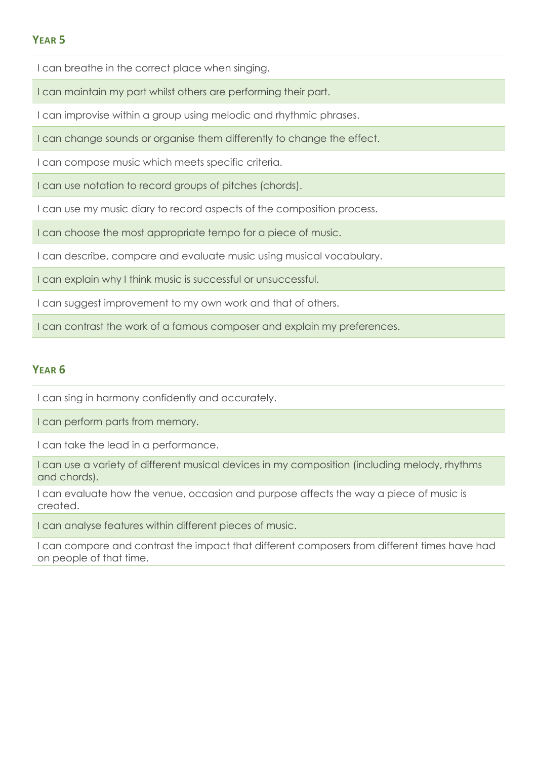## Year 5

| |
|---|
| I can breathe in the correct place when singing. |
| I can maintain my part whilst others are performing their part. |
| I can improvise within a group using melodic and rhythmic phrases. |
| I can change sounds or organise them differently to change the effect. |
| I can compose music which meets specific criteria. |
| I can use notation to record groups of pitches (chords). |
| I can use my music diary to record aspects of the composition process. |
| I can choose the most appropriate tempo for a piece of music. |
| I can describe, compare and evaluate music using musical vocabulary. |
| I can explain why I think music is successful or unsuccessful. |
| I can suggest improvement to my own work and that of others. |
| I can contrast the work of a famous composer and explain my preferences. |

## Year 6

| |
|---|
| I can sing in harmony confidently and accurately. |
| I can perform parts from memory. |
| I can take the lead in a performance. |
| I can use a variety of different musical devices in my composition (including melody, rhythms and chords). |
| I can evaluate how the venue, occasion and purpose affects the way a piece of music is created. |
| I can analyse features within different pieces of music. |
| I can compare and contrast the impact that different composers from different times have had on people of that time. |